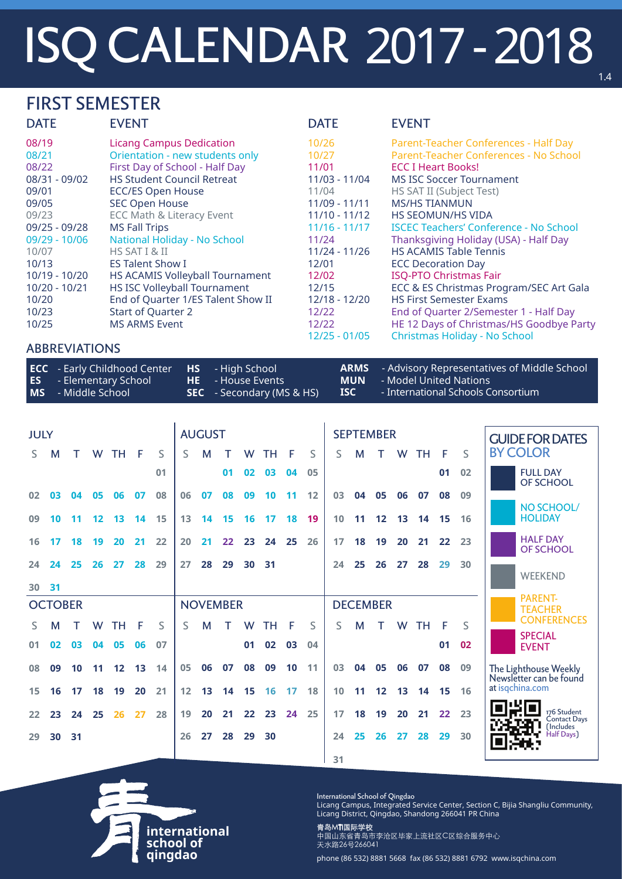# ISQ CALENDAR 2017 - 2018

1.4

## FIRST SEMESTER

| DATE | EVENT |
|---|---|
| 08/19 | Licang Campus Dedication |
| 08/21 | Orientation - new students only |
| 08/22 | First Day of School - Half Day |
| 08/31 - 09/02 | HS Student Council Retreat |
| 09/01 | ECC/ES Open House |
| 09/05 | SEC Open House |
| 09/23 | ECC Math & Literacy Event |
| 09/25 - 09/28 | MS Fall Trips |
| 09/29 - 10/06 | National Holiday - No School |
| 10/07 | HS SAT I & II |
| 10/13 | ES Talent Show I |
| 10/19 - 10/20 | HS ACAMIS Volleyball Tournament |
| 10/20 - 10/21 | HS ISC Volleyball Tournament |
| 10/20 | End of Quarter 1/ES Talent Show II |
| 10/23 | Start of Quarter 2 |
| 10/25 | MS ARMS Event |
| 10/26 | Parent-Teacher Conferences - Half Day |
| 10/27 | Parent-Teacher Conferences - No School |
| 11/01 | ECC I Heart Books! |
| 11/03 - 11/04 | MS ISC Soccer Tournament |
| 11/04 | HS SAT II (Subject Test) |
| 11/09 - 11/11 | MS/HS TIANMUN |
| 11/10 - 11/12 | HS SEOMUN/HS VIDA |
| 11/16 - 11/17 | ISCEC Teachers' Conference - No School |
| 11/24 | Thanksgiving Holiday (USA) - Half Day |
| 11/24 - 11/26 | HS ACAMIS Table Tennis |
| 12/01 | ECC Decoration Day |
| 12/02 | ISQ-PTO Christmas Fair |
| 12/15 | ECC & ES Christmas Program/SEC Art Gala |
| 12/18 - 12/20 | HS First Semester Exams |
| 12/22 | End of Quarter 2/Semester 1 - Half Day |
| 12/22 | HE 12 Days of Christmas/HS Goodbye Party |
| 12/25 - 01/05 | Christmas Holiday - No School |

## ABBREVIATIONS

- **ECC** - Early Childhood Center
- **ES** - Elementary School
- **MS** - Middle School
- **HS** - High School
- **HE** - House Events
- **SEC** - Secondary (MS & HS)
- **ARMS** - Advisory Representatives of Middle School
- **MUN** - Model United Nations
- **ISC** - International Schools Consortium

### JULY

| S | M | T | W | TH | F | S |
|---|---|---|---|---|---|---|
| | | | | | | 01 |
| 02 | 03 | 04 | 05 | 06 | 07 | 08 |
| 09 | 10 | 11 | 12 | 13 | 14 | 15 |
| 16 | 17 | 18 | 19 | 20 | 21 | 22 |
| 24 | 24 | 25 | 26 | 27 | 28 | 29 |
| 30 | 31 | | | | | |

### AUGUST

| S | M | T | W | TH | F | S |
|---|---|---|---|---|---|---|
| | | 01 | 02 | 03 | 04 | 05 |
| 06 | 07 | 08 | 09 | 10 | 11 | 12 |
| 13 | 14 | 15 | 16 | 17 | 18 | 19 |
| 20 | 21 | 22 | 23 | 24 | 25 | 26 |
| 27 | 28 | 29 | 30 | 31 | | |

### SEPTEMBER

| S | M | T | W | TH | F | S |
|---|---|---|---|---|---|---|
| | | | | | 01 | 02 |
| 03 | 04 | 05 | 06 | 07 | 08 | 09 |
| 10 | 11 | 12 | 13 | 14 | 15 | 16 |
| 17 | 18 | 19 | 20 | 21 | 22 | 23 |
| 24 | 25 | 26 | 27 | 28 | 29 | 30 |

### OCTOBER

| S | M | T | W | TH | F | S |
|---|---|---|---|---|---|---|
| 01 | 02 | 03 | 04 | 05 | 06 | 07 |
| 08 | 09 | 10 | 11 | 12 | 13 | 14 |
| 15 | 16 | 17 | 18 | 19 | 20 | 21 |
| 22 | 23 | 24 | 25 | 26 | 27 | 28 |
| 29 | 30 | 31 | | | | |

### NOVEMBER

| S | M | T | W | TH | F | S |
|---|---|---|---|---|---|---|
| | | | 01 | 02 | 03 | 04 |
| 05 | 06 | 07 | 08 | 09 | 10 | 11 |
| 12 | 13 | 14 | 15 | 16 | 17 | 18 |
| 19 | 20 | 21 | 22 | 23 | 24 | 25 |
| 26 | 27 | 28 | 29 | 30 | | |

### DECEMBER

| S | M | T | W | TH | F | S |
|---|---|---|---|---|---|---|
| | | | | | 01 | 02 |
| 03 | 04 | 05 | 06 | 07 | 08 | 09 |
| 10 | 11 | 12 | 13 | 14 | 15 | 16 |
| 17 | 18 | 19 | 20 | 21 | 22 | 23 |
| 24 | 25 | 26 | 27 | 28 | 29 | 30 |
| 31 | | | | | | |

### GUIDE FOR DATES BY COLOR

- FULL DAY OF SCHOOL
- NO SCHOOL/ HOLIDAY
- HALF DAY OF SCHOOL
- WEEKEND
- PARENT-TEACHER CONFERENCES
- SPECIAL EVENT

The Lighthouse Weekly Newsletter can be found at isqchina.com

176 Student Contact Days (Includes Half Days)

international school of qingdao

International School of Qingdao
Licang Campus, Integrated Service Center, Section C, Bijia Shangliu Community, Licang District, Qingdao, Shandong 266041 PR China

青岛MTI国际学校
中国山东省青岛市李沧区毕家上流社区C区综合服务中心
天水路26号266041

phone (86 532) 8881 5668 fax (86 532) 8881 6792 www.isqchina.com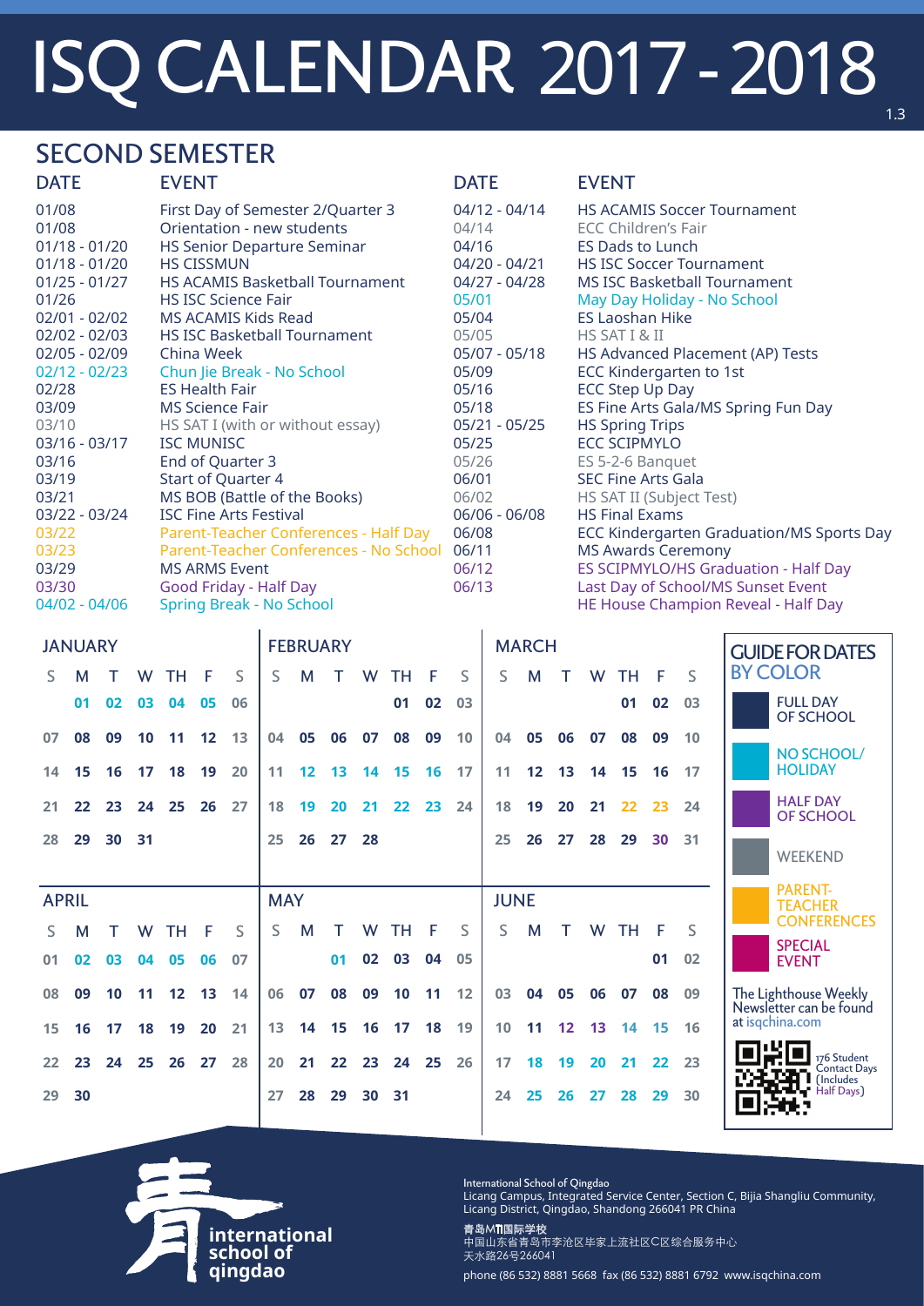# ISQ CALENDAR 2017 - 2018

1.3

## SECOND SEMESTER

| DATE | EVENT |
|---|---|
| 01/08 | First Day of Semester 2/Quarter 3 |
| 01/08 | Orientation - new students |
| 01/18 - 01/20 | HS Senior Departure Seminar |
| 01/18 - 01/20 | HS CISSMUN |
| 01/25 - 01/27 | HS ACAMIS Basketball Tournament |
| 01/26 | HS ISC Science Fair |
| 02/01 - 02/02 | MS ACAMIS Kids Read |
| 02/02 - 02/03 | HS ISC Basketball Tournament |
| 02/05 - 02/09 | China Week |
| 02/12 - 02/23 | Chun Jie Break - No School |
| 02/28 | ES Health Fair |
| 03/09 | MS Science Fair |
| 03/10 | HS SAT I (with or without essay) |
| 03/16 - 03/17 | ISC MUNISC |
| 03/16 | End of Quarter 3 |
| 03/19 | Start of Quarter 4 |
| 03/21 | MS BOB (Battle of the Books) |
| 03/22 - 03/24 | ISC Fine Arts Festival |
| 03/22 | Parent-Teacher Conferences - Half Day |
| 03/23 | Parent-Teacher Conferences - No School |
| 03/29 | MS ARMS Event |
| 03/30 | Good Friday - Half Day |
| 04/02 - 04/06 | Spring Break - No School |
| 04/12 - 04/14 | HS ACAMIS Soccer Tournament |
| 04/14 | ECC Children's Fair |
| 04/16 | ES Dads to Lunch |
| 04/20 - 04/21 | HS ISC Soccer Tournament |
| 04/27 - 04/28 | MS ISC Basketball Tournament |
| 05/01 | May Day Holiday - No School |
| 05/04 | ES Laoshan Hike |
| 05/05 | HS SAT I & II |
| 05/07 - 05/18 | HS Advanced Placement (AP) Tests |
| 05/09 | ECC Kindergarten to 1st |
| 05/16 | ECC Step Up Day |
| 05/18 | ES Fine Arts Gala/MS Spring Fun Day |
| 05/21 - 05/25 | HS Spring Trips |
| 05/25 | ECC SCIPMYLO |
| 05/26 | ES 5-2-6 Banquet |
| 06/01 | SEC Fine Arts Gala |
| 06/02 | HS SAT II (Subject Test) |
| 06/06 - 06/08 | HS Final Exams |
| 06/08 | ECC Kindergarten Graduation/MS Sports Day |
| 06/11 | MS Awards Ceremony |
| 06/12 | ES SCIPMYLO/HS Graduation - Half Day |
| 06/13 | Last Day of School/MS Sunset Event |
| | HE House Champion Reveal - Half Day |

### JANUARY

| S | M | T | W | TH | F | S |
|---|---|---|---|---|---|---|
| | 01 | 02 | 03 | 04 | 05 | 06 |
| 07 | 08 | 09 | 10 | 11 | 12 | 13 |
| 14 | 15 | 16 | 17 | 18 | 19 | 20 |
| 21 | 22 | 23 | 24 | 25 | 26 | 27 |
| 28 | 29 | 30 | 31 | | | |

### FEBRUARY

| S | M | T | W | TH | F | S |
|---|---|---|---|---|---|---|
| | | | | 01 | 02 | 03 |
| 04 | 05 | 06 | 07 | 08 | 09 | 10 |
| 11 | 12 | 13 | 14 | 15 | 16 | 17 |
| 18 | 19 | 20 | 21 | 22 | 23 | 24 |
| 25 | 26 | 27 | 28 | | | |

### MARCH

| S | M | T | W | TH | F | S |
|---|---|---|---|---|---|---|
| | | | | 01 | 02 | 03 |
| 04 | 05 | 06 | 07 | 08 | 09 | 10 |
| 11 | 12 | 13 | 14 | 15 | 16 | 17 |
| 18 | 19 | 20 | 21 | 22 | 23 | 24 |
| 25 | 26 | 27 | 28 | 29 | 30 | 31 |

### APRIL

| S | M | T | W | TH | F | S |
|---|---|---|---|---|---|---|
| 01 | 02 | 03 | 04 | 05 | 06 | 07 |
| 08 | 09 | 10 | 11 | 12 | 13 | 14 |
| 15 | 16 | 17 | 18 | 19 | 20 | 21 |
| 22 | 23 | 24 | 25 | 26 | 27 | 28 |
| 29 | 30 | | | | | |

### MAY

| S | M | T | W | TH | F | S |
|---|---|---|---|---|---|---|
| | | 01 | 02 | 03 | 04 | 05 |
| 06 | 07 | 08 | 09 | 10 | 11 | 12 |
| 13 | 14 | 15 | 16 | 17 | 18 | 19 |
| 20 | 21 | 22 | 23 | 24 | 25 | 26 |
| 27 | 28 | 29 | 30 | 31 | | |

### JUNE

| S | M | T | W | TH | F | S |
|---|---|---|---|---|---|---|
| | | | | | 01 | 02 |
| 03 | 04 | 05 | 06 | 07 | 08 | 09 |
| 10 | 11 | 12 | 13 | 14 | 15 | 16 |
| 17 | 18 | 19 | 20 | 21 | 22 | 23 |
| 24 | 25 | 26 | 27 | 28 | 29 | 30 |

### GUIDE FOR DATES BY COLOR

- FULL DAY OF SCHOOL
- NO SCHOOL/ HOLIDAY
- HALF DAY OF SCHOOL
- WEEKEND
- PARENT-TEACHER CONFERENCES
- SPECIAL EVENT

The Lighthouse Weekly Newsletter can be found at isqchina.com

176 Student Contact Days (Includes Half Days)

international school of qingdao

International School of Qingdao
Licang Campus, Integrated Service Center, Section C, Bijia Shangliu Community,
Licang District, Qingdao, Shandong 266041 PR China

青岛MTI国际学校
中国山东省青岛市李沧区毕家上流社区C区综合服务中心
天水路26号266041

phone (86 532) 8881 5668 fax (86 532) 8881 6792 www.isqchina.com